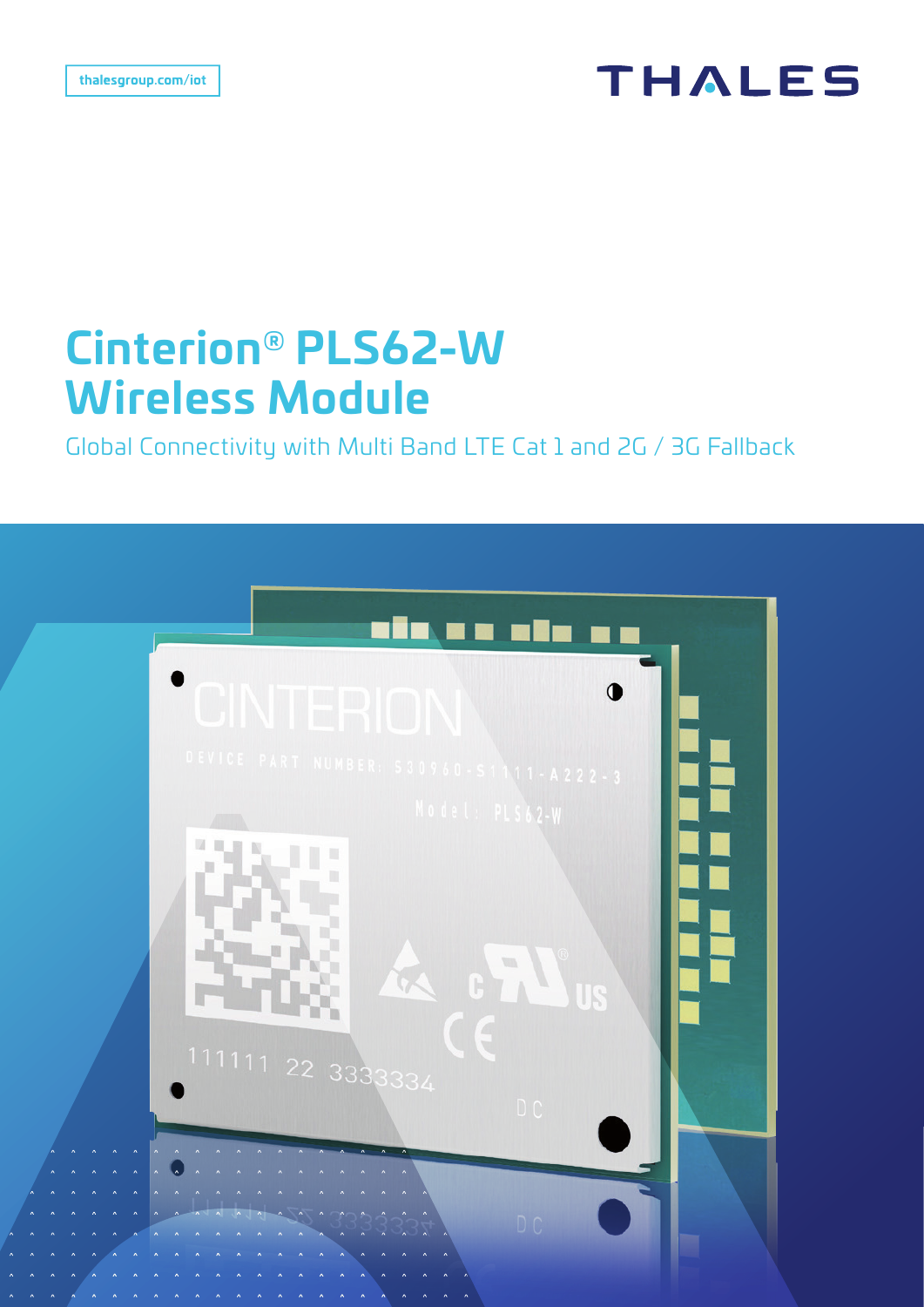thalesgroup.com/iot

# Cinterion® PLS62-W Wireless Module

Global Connectivity with Multi Band LTE Cat 1 and 2G / 3G Fallback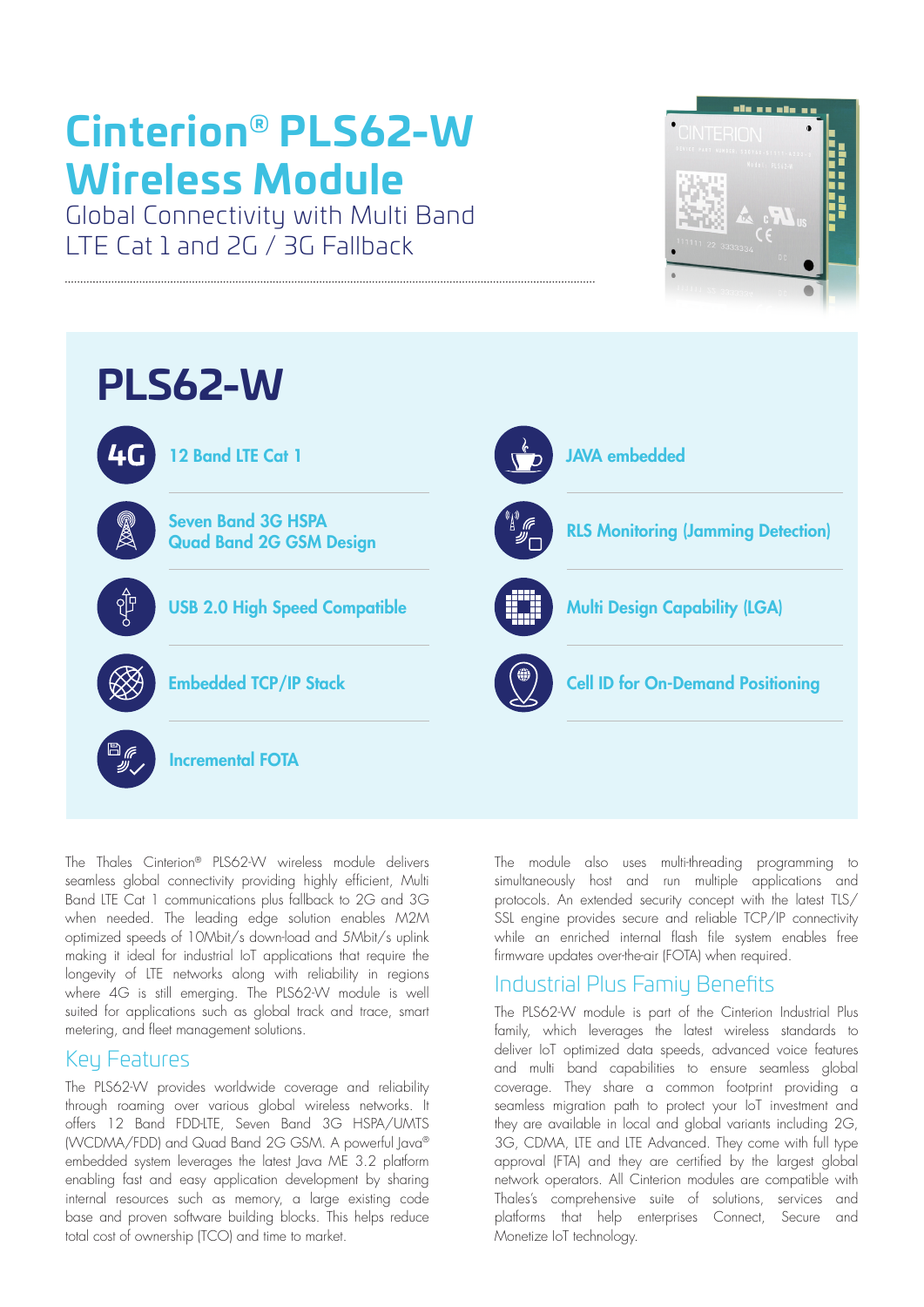# Cinterion® PLS62-W Wireless Module

Global Connectivity with Multi Band LTE Cat 1 and 2G / 3G Fallback

## PLS62-W

- 12 Band LTE Cat 1
- Seven Band 3G HSPA
  Quad Band 2G GSM Design
- USB 2.0 High Speed Compatible
- Embedded TCP/IP Stack
- Incremental FOTA
- JAVA embedded
- RLS Monitoring (Jamming Detection)
- Multi Design Capability (LGA)
- Cell ID for On-Demand Positioning

The Thales Cinterion® PLS62-W wireless module delivers seamless global connectivity providing highly efficient, Multi Band LTE Cat 1 communications plus fallback to 2G and 3G when needed. The leading edge solution enables M2M optimized speeds of 10Mbit/s down-load and 5Mbit/s uplink making it ideal for industrial IoT applications that require the longevity of LTE networks along with reliability in regions where 4G is still emerging. The PLS62-W module is well suited for applications such as global track and trace, smart metering, and fleet management solutions.

## Key Features

The PLS62-W provides worldwide coverage and reliability through roaming over various global wireless networks. It offers 12 Band FDD-LTE, Seven Band 3G HSPA/UMTS (WCDMA/FDD) and Quad Band 2G GSM. A powerful Java® embedded system leverages the latest Java ME 3.2 platform enabling fast and easy application development by sharing internal resources such as memory, a large existing code base and proven software building blocks. This helps reduce total cost of ownership (TCO) and time to market.

The module also uses multi-threading programming to simultaneously host and run multiple applications and protocols. An extended security concept with the latest TLS/SSL engine provides secure and reliable TCP/IP connectivity while an enriched internal flash file system enables free firmware updates over-the-air (FOTA) when required.

## Industrial Plus Famiy Benefits

The PLS62-W module is part of the Cinterion Industrial Plus family, which leverages the latest wireless standards to deliver IoT optimized data speeds, advanced voice features and multi band capabilities to ensure seamless global coverage. They share a common footprint providing a seamless migration path to protect your IoT investment and they are available in local and global variants including 2G, 3G, CDMA, LTE and LTE Advanced. They come with full type approval (FTA) and they are certified by the largest global network operators. All Cinterion modules are compatible with Thales's comprehensive suite of solutions, services and platforms that help enterprises Connect, Secure and Monetize IoT technology.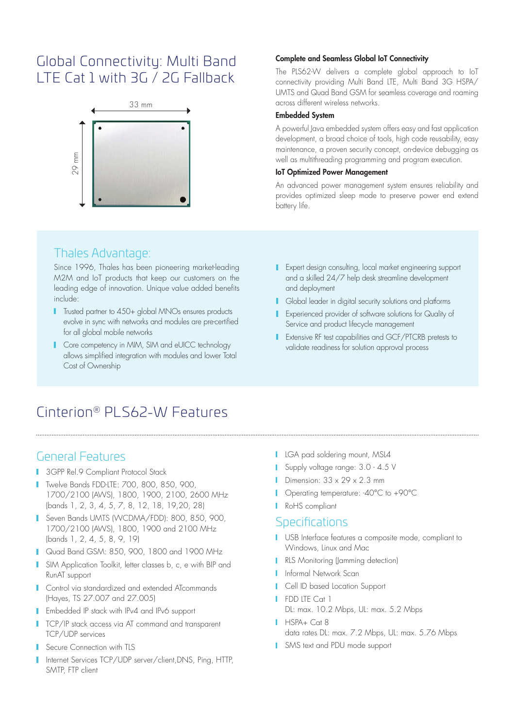# Global Connectivity: Multi Band LTE Cat 1 with 3G / 2G Fallback

33 mm

29 mm

### Complete and Seamless Global IoT Connectivity

The PLS62-W delivers a complete global approach to IoT connectivity providing Multi Band LTE, Multi Band 3G HSPA/UMTS and Quad Band GSM for seamless coverage and roaming across different wireless networks.

### Embedded System

A powerful Java embedded system offers easy and fast application development, a broad choice of tools, high code reusability, easy maintenance, a proven security concept, on-device debugging as well as multithreading programming and program execution.

### IoT Optimized Power Management

An advanced power management system ensures reliability and provides optimized sleep mode to preserve power end extend battery life.

## Thales Advantage:

Since 1996, Thales has been pioneering market-leading M2M and IoT products that keep our customers on the leading edge of innovation. Unique value added benefits include:

- Trusted partner to 450+ global MNOs ensures products evolve in sync with networks and modules are pre-certified for all global mobile networks
- Core competency in MIM, SIM and eUICC technology allows simplified integration with modules and lower Total Cost of Ownership
- Expert design consulting, local market engineering support and a skilled 24/7 help desk streamline development and deployment
- Global leader in digital security solutions and platforms
- Experienced provider of software solutions for Quality of Service and product lifecycle management
- Extensive RF test capabilities and GCF/PTCRB pretests to validate readiness for solution approval process

# Cinterion® PLS62-W Features

## General Features

- 3GPP Rel.9 Compliant Protocol Stack
- Twelve Bands FDD-LTE: 700, 800, 850, 900, 1700/2100 (AWS), 1800, 1900, 2100, 2600 MHz (bands 1, 2, 3, 4, 5, 7, 8, 12, 18, 19,20, 28)
- Seven Bands UMTS (WCDMA/FDD): 800, 850, 900, 1700/2100 (AWS), 1800, 1900 and 2100 MHz (bands 1, 2, 4, 5, 8, 9, 19)
- Quad Band GSM: 850, 900, 1800 and 1900 MHz
- SIM Application Toolkit, letter classes b, c, e with BIP and RunAT support
- Control via standardized and extended ATcommands (Hayes, TS 27.007 and 27.005)
- Embedded IP stack with IPv4 and IPv6 support
- TCP/IP stack access via AT command and transparent TCP/UDP services
- Secure Connection with TLS
- Internet Services TCP/UDP server/client,DNS, Ping, HTTP, SMTP, FTP client
- LGA pad soldering mount, MSL4
- Supply voltage range: 3.0 - 4.5 V
- Dimension: 33 x 29 x 2.3 mm
- Operating temperature: -40°C to +90°C
- RoHS compliant

## Specifications

- USB Interface features a composite mode, compliant to Windows, Linux and Mac
- RLS Monitoring (Jamming detection)
- Informal Network Scan
- Cell ID based Location Support
- FDD LTE Cat 1
  DL: max. 10.2 Mbps, UL: max. 5.2 Mbps
- HSPA+ Cat 8
  data rates DL: max. 7.2 Mbps, UL: max. 5.76 Mbps
- SMS text and PDU mode support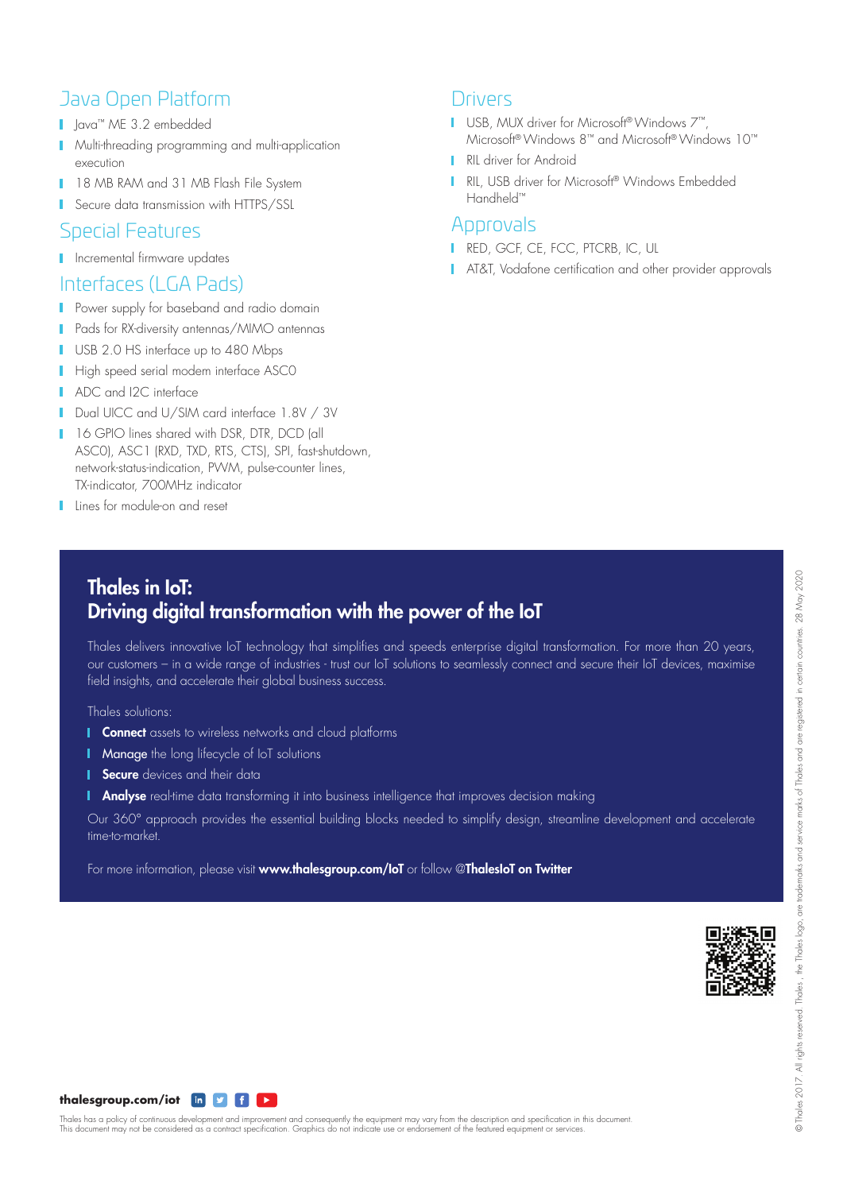## Java Open Platform

- Java™ ME 3.2 embedded
- Multi-threading programming and multi-application execution
- 18 MB RAM and 31 MB Flash File System
- Secure data transmission with HTTPS/SSL

## Special Features

- Incremental firmware updates

## Interfaces (LGA Pads)

- Power supply for baseband and radio domain
- Pads for RX-diversity antennas/MIMO antennas
- USB 2.0 HS interface up to 480 Mbps
- High speed serial modem interface ASC0
- ADC and I2C interface
- Dual UICC and U/SIM card interface 1.8V / 3V
- 16 GPIO lines shared with DSR, DTR, DCD (all ASC0), ASC1 (RXD, TXD, RTS, CTS), SPI, fast-shutdown, network-status-indication, PWM, pulse-counter lines, TX-indicator, 700MHz indicator
- Lines for module-on and reset

## Drivers

- USB, MUX driver for Microsoft® Windows 7™, Microsoft® Windows 8™ and Microsoft® Windows 10™
- RIL driver for Android
- RIL, USB driver for Microsoft® Windows Embedded Handheld™

## Approvals

- RED, GCF, CE, FCC, PTCRB, IC, UL
- AT&T, Vodafone certification and other provider approvals

## Thales in IoT: Driving digital transformation with the power of the IoT

Thales delivers innovative IoT technology that simplifies and speeds enterprise digital transformation. For more than 20 years, our customers – in a wide range of industries - trust our IoT solutions to seamlessly connect and secure their IoT devices, maximise field insights, and accelerate their global business success.

Thales solutions:

- **Connect** assets to wireless networks and cloud platforms
- **Manage** the long lifecycle of IoT solutions
- **Secure** devices and their data
- **Analyse** real-time data transforming it into business intelligence that improves decision making

Our 360° approach provides the essential building blocks needed to simplify design, streamline development and accelerate time-to-market.

For more information, please visit **www.thalesgroup.com/IoT** or follow @**ThalesIoT on Twitter**

**thalesgroup.com/iot**

Thales has a policy of continuous development and improvement and consequently the equipment may vary from the description and specification in this document. This document may not be considered as a contract specification. Graphics do not indicate use or endorsement of the featured equipment or services.

© Thales 2017. All rights reserved. Thales , the Thales logo, are trademarks and service marks of Thales and are registered in certain countries. 28 May 2020